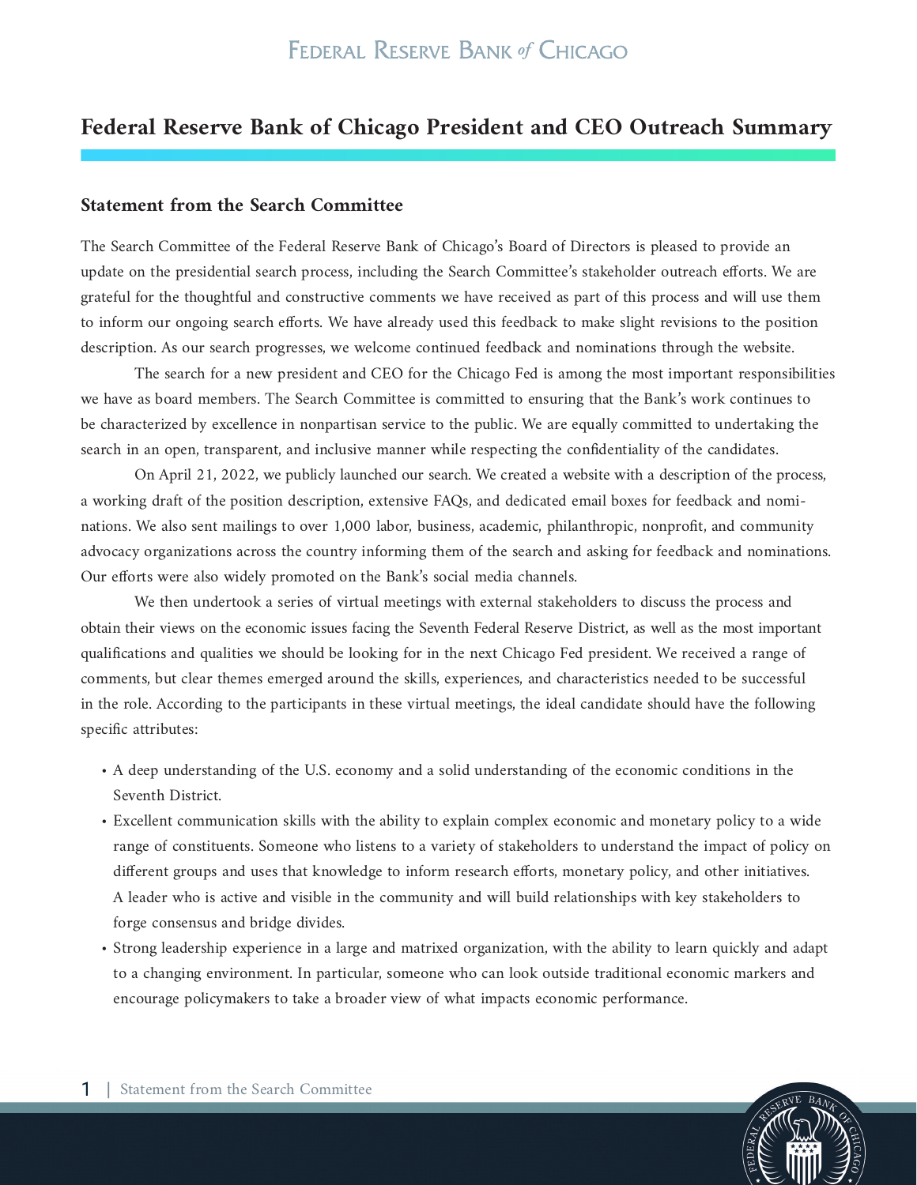# Federal Reserve Bank of Chicago President and CEO Outreach Summary

## Statement from the Search Committee

The Search Committee of the Federal Reserve Bank of Chicago's Board of Directors is pleased to provide an update on the presidential search process, including the Search Committee's stakeholder outreach efforts. We are grateful for the thoughtful and constructive comments we have received as part of this process and will use them to inform our ongoing search efforts. We have already used this feedback to make slight revisions to the position description. As our search progresses, we welcome continued feedback and nominations through the website.

The search for a new president and CEO for the Chicago Fed is among the most important responsibilities we have as board members. The Search Committee is committed to ensuring that the Bank's work continues to be characterized by excellence in nonpartisan service to the public. We are equally committed to undertaking the search in an open, transparent, and inclusive manner while respecting the confidentiality of the candidates.

On April 21, 2022, we publicly launched our search. We created a website with a description of the process, a working draft of the position description, extensive FAQs, and dedicated email boxes for feedback and nominations. We also sent mailings to over 1,000 labor, business, academic, philanthropic, nonprofit, and community advocacy organizations across the country informing them of the search and asking for feedback and nominations. Our efforts were also widely promoted on the Bank's social media channels.

We then undertook a series of virtual meetings with external stakeholders to discuss the process and obtain their views on the economic issues facing the Seventh Federal Reserve District, as well as the most important qualifications and qualities we should be looking for in the next Chicago Fed president. We received a range of comments, but clear themes emerged around the skills, experiences, and characteristics needed to be successful in the role. According to the participants in these virtual meetings, the ideal candidate should have the following specific attributes:

- A deep understanding of the U.S. economy and a solid understanding of the economic conditions in the Seventh District.
- Excellent communication skills with the ability to explain complex economic and monetary policy to a wide range of constituents. Someone who listens to a variety of stakeholders to understand the impact of policy on different groups and uses that knowledge to inform research efforts, monetary policy, and other initiatives. A leader who is active and visible in the community and will build relationships with key stakeholders to forge consensus and bridge divides.
- Strong leadership experience in a large and matrixed organization, with the ability to learn quickly and adapt to a changing environment. In particular, someone who can look outside traditional economic markers and encourage policymakers to take a broader view of what impacts economic performance.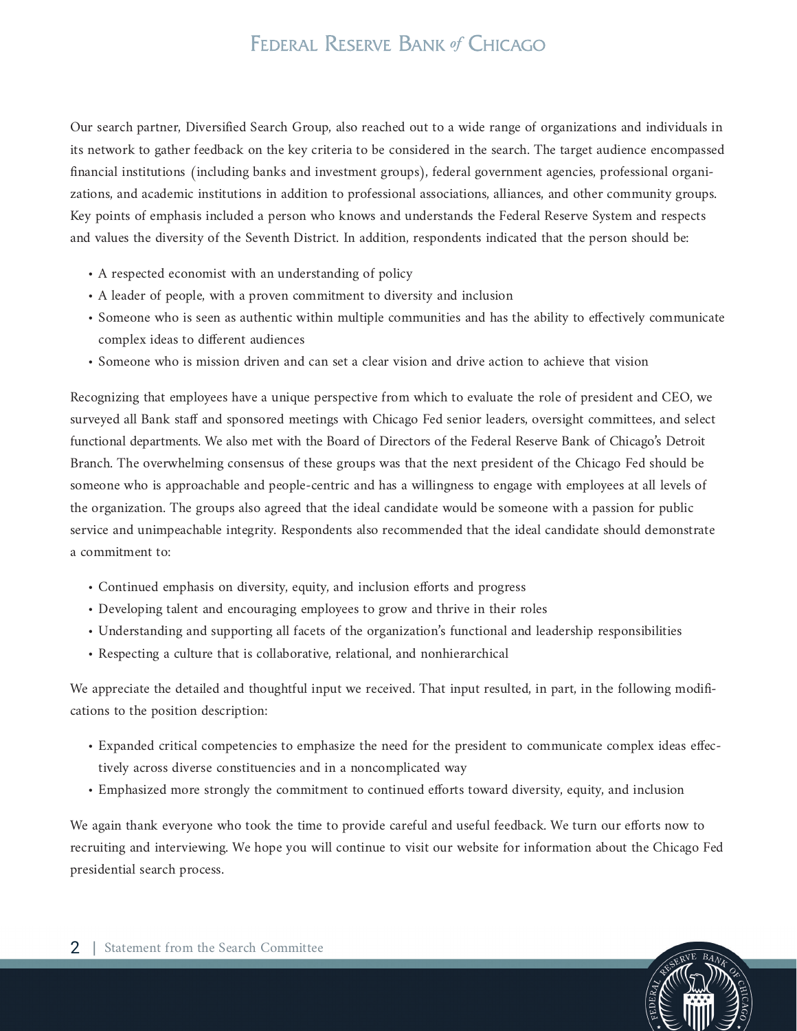Our search partner, Diversified Search Group, also reached out to a wide range of organizations and individuals in its network to gather feedback on the key criteria to be considered in the search. The target audience encompassed financial institutions (including banks and investment groups), federal government agencies, professional organizations, and academic institutions in addition to professional associations, alliances, and other community groups. Key points of emphasis included a person who knows and understands the Federal Reserve System and respects and values the diversity of the Seventh District. In addition, respondents indicated that the person should be:

- A respected economist with an understanding of policy
- A leader of people, with a proven commitment to diversity and inclusion
- Someone who is seen as authentic within multiple communities and has the ability to effectively communicate complex ideas to different audiences
- Someone who is mission driven and can set a clear vision and drive action to achieve that vision

Recognizing that employees have a unique perspective from which to evaluate the role of president and CEO, we surveyed all Bank staff and sponsored meetings with Chicago Fed senior leaders, oversight committees, and select functional departments. We also met with the Board of Directors of the Federal Reserve Bank of Chicago's Detroit Branch. The overwhelming consensus of these groups was that the next president of the Chicago Fed should be someone who is approachable and people-centric and has a willingness to engage with employees at all levels of the organization. The groups also agreed that the ideal candidate would be someone with a passion for public service and unimpeachable integrity. Respondents also recommended that the ideal candidate should demonstrate a commitment to:

- Continued emphasis on diversity, equity, and inclusion efforts and progress
- Developing talent and encouraging employees to grow and thrive in their roles
- Understanding and supporting all facets of the organization's functional and leadership responsibilities
- Respecting a culture that is collaborative, relational, and nonhierarchical

We appreciate the detailed and thoughtful input we received. That input resulted, in part, in the following modifications to the position description:

- Expanded critical competencies to emphasize the need for the president to communicate complex ideas effectively across diverse constituencies and in a noncomplicated way
- Emphasized more strongly the commitment to continued efforts toward diversity, equity, and inclusion

We again thank everyone who took the time to provide careful and useful feedback. We turn our efforts now to recruiting and interviewing. We hope you will continue to visit our website for information about the Chicago Fed presidential search process.